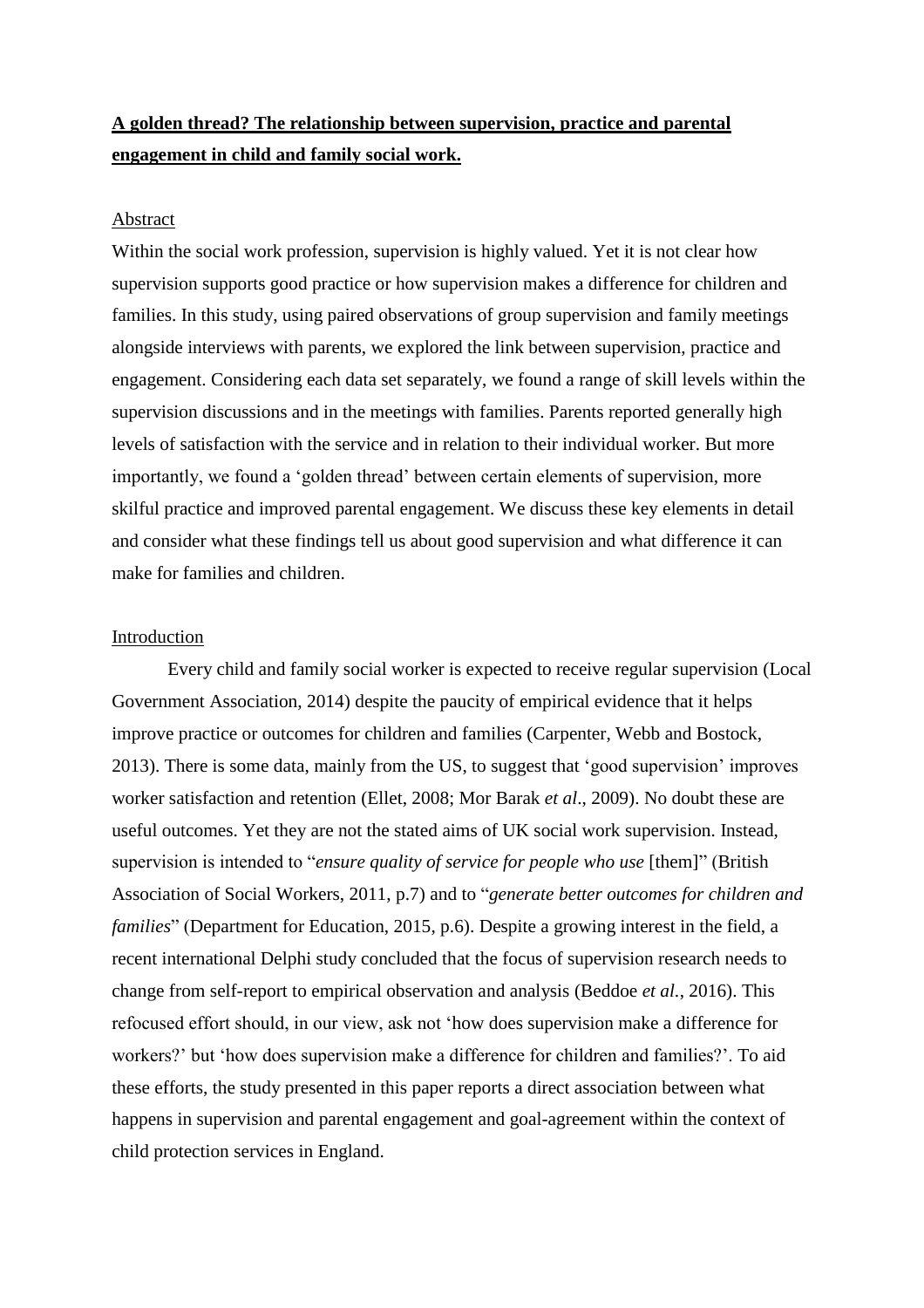# A golden thread? The relationship between supervision, practice and parental engagement in child and family social work.

## Abstract

Within the social work profession, supervision is highly valued. Yet it is not clear how supervision supports good practice or how supervision makes a difference for children and families. In this study, using paired observations of group supervision and family meetings alongside interviews with parents, we explored the link between supervision, practice and engagement. Considering each data set separately, we found a range of skill levels within the supervision discussions and in the meetings with families. Parents reported generally high levels of satisfaction with the service and in relation to their individual worker. But more importantly, we found a 'golden thread' between certain elements of supervision, more skilful practice and improved parental engagement. We discuss these key elements in detail and consider what these findings tell us about good supervision and what difference it can make for families and children.

## Introduction

Every child and family social worker is expected to receive regular supervision (Local Government Association, 2014) despite the paucity of empirical evidence that it helps improve practice or outcomes for children and families (Carpenter, Webb and Bostock, 2013). There is some data, mainly from the US, to suggest that 'good supervision' improves worker satisfaction and retention (Ellet, 2008; Mor Barak *et al*., 2009). No doubt these are useful outcomes. Yet they are not the stated aims of UK social work supervision. Instead, supervision is intended to "*ensure quality of service for people who use* [them]" (British Association of Social Workers, 2011, p.7) and to "*generate better outcomes for children and families*" (Department for Education, 2015, p.6). Despite a growing interest in the field, a recent international Delphi study concluded that the focus of supervision research needs to change from self-report to empirical observation and analysis (Beddoe *et al.*, 2016). This refocused effort should, in our view, ask not 'how does supervision make a difference for workers?' but 'how does supervision make a difference for children and families?'. To aid these efforts, the study presented in this paper reports a direct association between what happens in supervision and parental engagement and goal-agreement within the context of child protection services in England.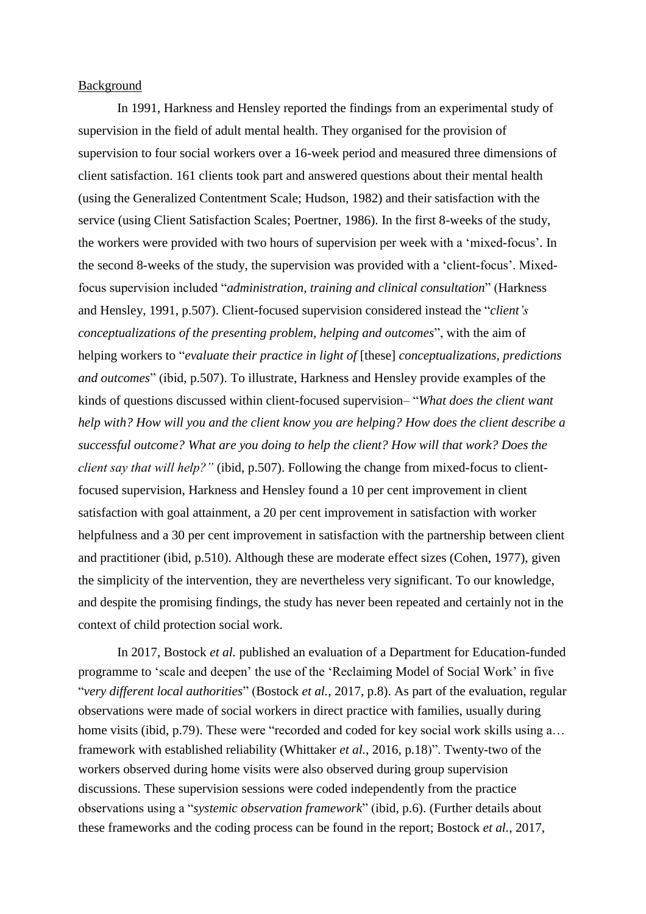Background

In 1991, Harkness and Hensley reported the findings from an experimental study of supervision in the field of adult mental health. They organised for the provision of supervision to four social workers over a 16-week period and measured three dimensions of client satisfaction. 161 clients took part and answered questions about their mental health (using the Generalized Contentment Scale; Hudson, 1982) and their satisfaction with the service (using Client Satisfaction Scales; Poertner, 1986). In the first 8-weeks of the study, the workers were provided with two hours of supervision per week with a 'mixed-focus'. In the second 8-weeks of the study, the supervision was provided with a 'client-focus'. Mixed-focus supervision included "*administration, training and clinical consultation*" (Harkness and Hensley, 1991, p.507). Client-focused supervision considered instead the "*client's conceptualizations of the presenting problem, helping and outcomes*", with the aim of helping workers to "*evaluate their practice in light of* [these] *conceptualizations, predictions and outcomes*" (ibid, p.507). To illustrate, Harkness and Hensley provide examples of the kinds of questions discussed within client-focused supervision– "*What does the client want help with? How will you and the client know you are helping? How does the client describe a successful outcome? What are you doing to help the client? How will that work? Does the client say that will help?"* (ibid, p.507). Following the change from mixed-focus to client-focused supervision, Harkness and Hensley found a 10 per cent improvement in client satisfaction with goal attainment, a 20 per cent improvement in satisfaction with worker helpfulness and a 30 per cent improvement in satisfaction with the partnership between client and practitioner (ibid, p.510). Although these are moderate effect sizes (Cohen, 1977), given the simplicity of the intervention, they are nevertheless very significant. To our knowledge, and despite the promising findings, the study has never been repeated and certainly not in the context of child protection social work.

In 2017, Bostock *et al.* published an evaluation of a Department for Education-funded programme to 'scale and deepen' the use of the 'Reclaiming Model of Social Work' in five "*very different local authorities*" (Bostock *et al.*, 2017, p.8). As part of the evaluation, regular observations were made of social workers in direct practice with families, usually during home visits (ibid, p.79). These were "recorded and coded for key social work skills using a… framework with established reliability (Whittaker *et al.*, 2016, p.18)". Twenty-two of the workers observed during home visits were also observed during group supervision discussions. These supervision sessions were coded independently from the practice observations using a "*systemic observation framework*" (ibid, p.6). (Further details about these frameworks and the coding process can be found in the report; Bostock *et al.*, 2017,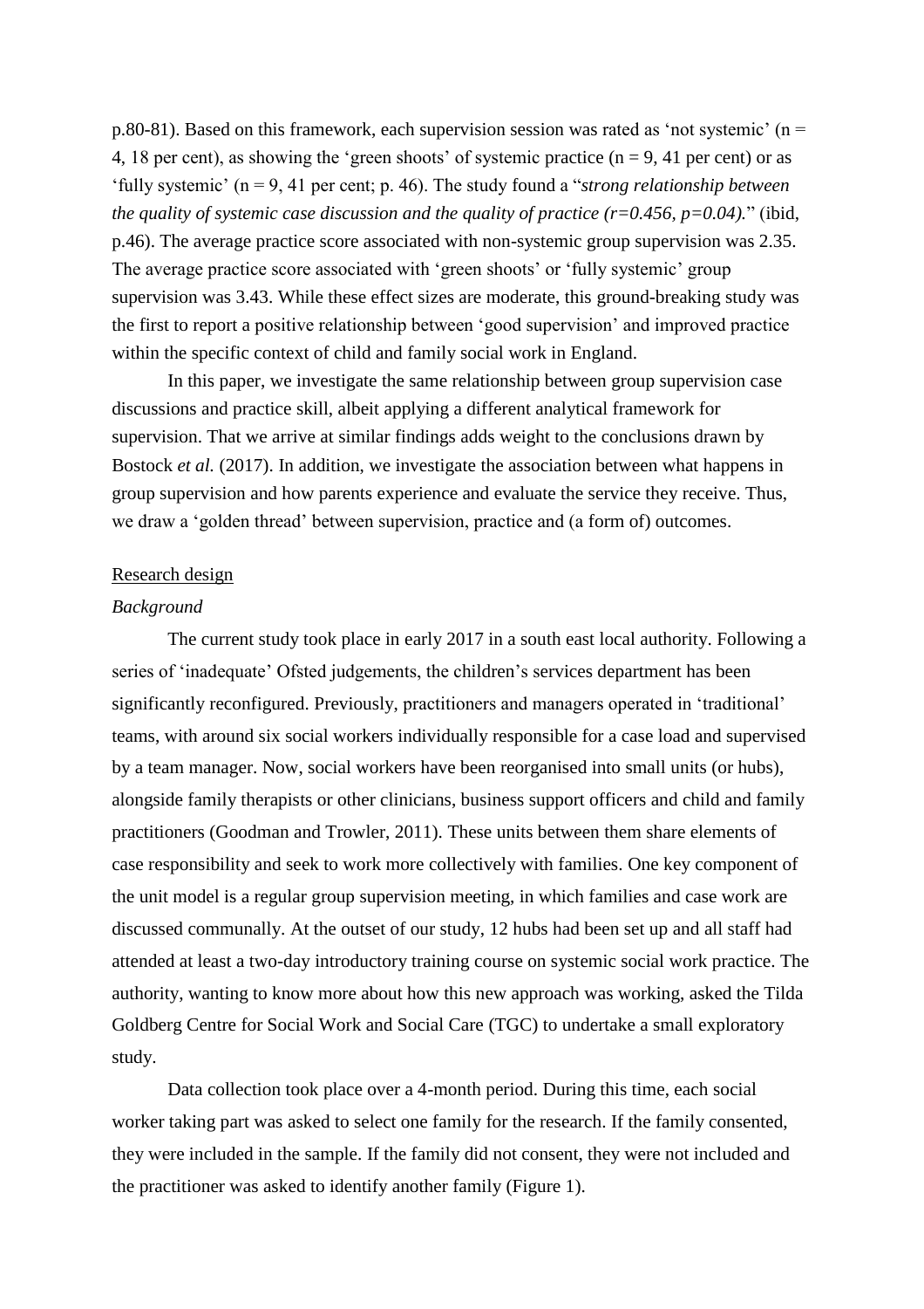p.80-81). Based on this framework, each supervision session was rated as 'not systemic' ($n = 4$, 18 per cent), as showing the 'green shoots' of systemic practice ($n = 9$, 41 per cent) or as 'fully systemic' ($n = 9$, 41 per cent; p. 46). The study found a "*strong relationship between the quality of systemic case discussion and the quality of practice ($r=0.456$, $p=0.04$).*" (ibid, p.46). The average practice score associated with non-systemic group supervision was 2.35. The average practice score associated with 'green shoots' or 'fully systemic' group supervision was 3.43. While these effect sizes are moderate, this ground-breaking study was the first to report a positive relationship between 'good supervision' and improved practice within the specific context of child and family social work in England.

In this paper, we investigate the same relationship between group supervision case discussions and practice skill, albeit applying a different analytical framework for supervision. That we arrive at similar findings adds weight to the conclusions drawn by Bostock *et al.* (2017). In addition, we investigate the association between what happens in group supervision and how parents experience and evaluate the service they receive. Thus, we draw a 'golden thread' between supervision, practice and (a form of) outcomes.

## Research design

### *Background*

The current study took place in early 2017 in a south east local authority. Following a series of 'inadequate' Ofsted judgements, the children's services department has been significantly reconfigured. Previously, practitioners and managers operated in 'traditional' teams, with around six social workers individually responsible for a case load and supervised by a team manager. Now, social workers have been reorganised into small units (or hubs), alongside family therapists or other clinicians, business support officers and child and family practitioners (Goodman and Trowler, 2011). These units between them share elements of case responsibility and seek to work more collectively with families. One key component of the unit model is a regular group supervision meeting, in which families and case work are discussed communally. At the outset of our study, 12 hubs had been set up and all staff had attended at least a two-day introductory training course on systemic social work practice. The authority, wanting to know more about how this new approach was working, asked the Tilda Goldberg Centre for Social Work and Social Care (TGC) to undertake a small exploratory study.

Data collection took place over a 4-month period. During this time, each social worker taking part was asked to select one family for the research. If the family consented, they were included in the sample. If the family did not consent, they were not included and the practitioner was asked to identify another family (Figure 1).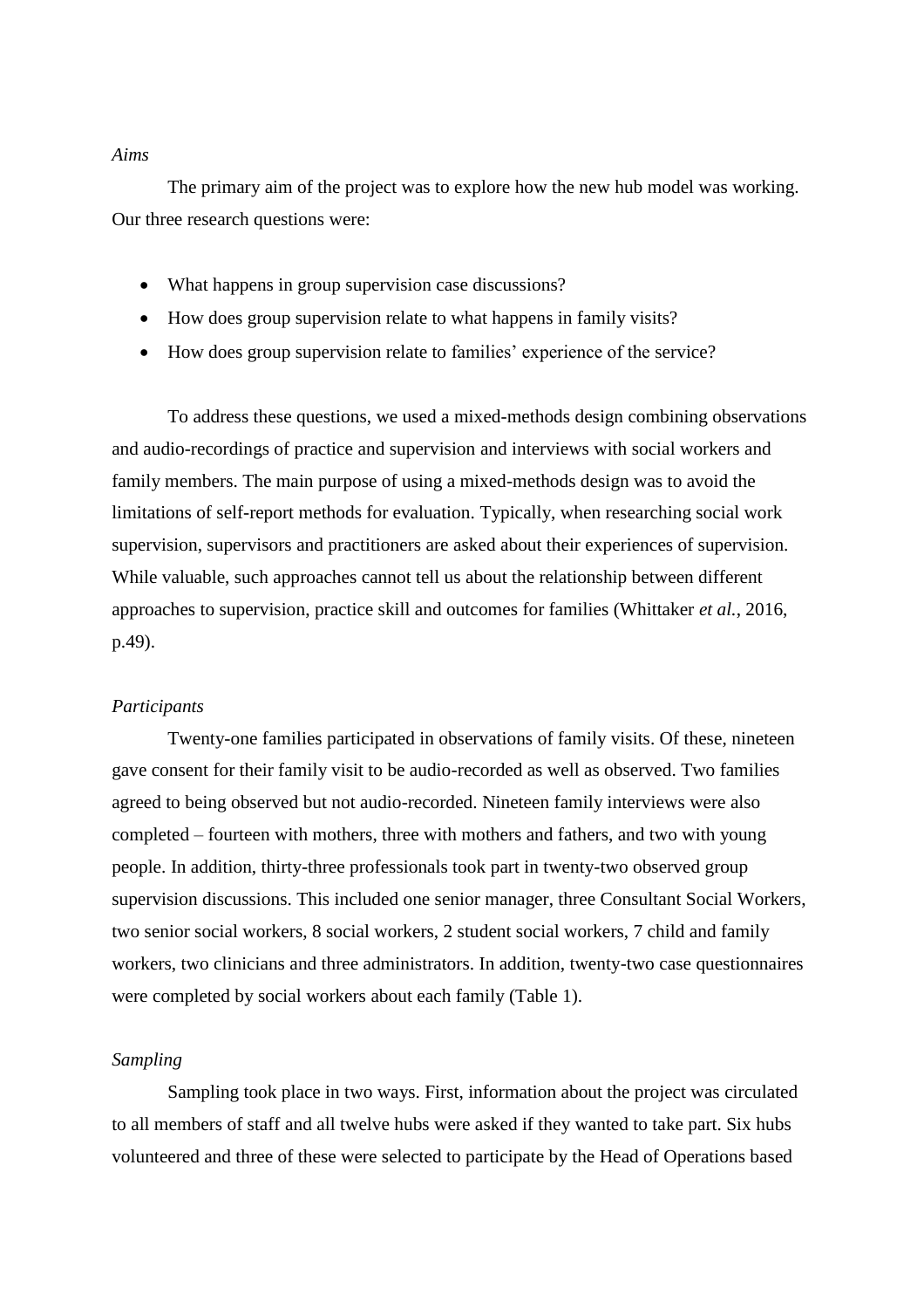*Aims*

The primary aim of the project was to explore how the new hub model was working. Our three research questions were:

- What happens in group supervision case discussions?
- How does group supervision relate to what happens in family visits?
- How does group supervision relate to families' experience of the service?

To address these questions, we used a mixed-methods design combining observations and audio-recordings of practice and supervision and interviews with social workers and family members. The main purpose of using a mixed-methods design was to avoid the limitations of self-report methods for evaluation. Typically, when researching social work supervision, supervisors and practitioners are asked about their experiences of supervision. While valuable, such approaches cannot tell us about the relationship between different approaches to supervision, practice skill and outcomes for families (Whittaker *et al.*, 2016, p.49).

*Participants*

Twenty-one families participated in observations of family visits. Of these, nineteen gave consent for their family visit to be audio-recorded as well as observed. Two families agreed to being observed but not audio-recorded. Nineteen family interviews were also completed – fourteen with mothers, three with mothers and fathers, and two with young people. In addition, thirty-three professionals took part in twenty-two observed group supervision discussions. This included one senior manager, three Consultant Social Workers, two senior social workers, 8 social workers, 2 student social workers, 7 child and family workers, two clinicians and three administrators. In addition, twenty-two case questionnaires were completed by social workers about each family (Table 1).

*Sampling*

Sampling took place in two ways. First, information about the project was circulated to all members of staff and all twelve hubs were asked if they wanted to take part. Six hubs volunteered and three of these were selected to participate by the Head of Operations based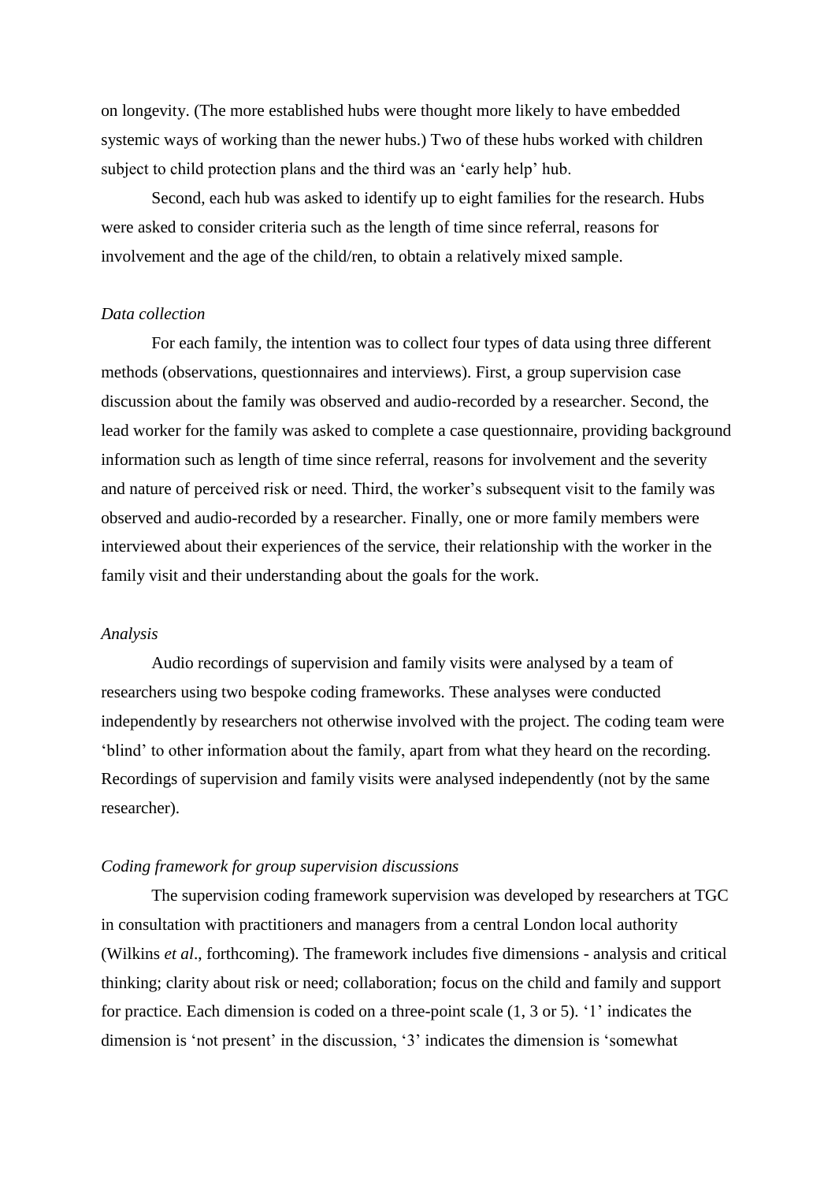on longevity. (The more established hubs were thought more likely to have embedded systemic ways of working than the newer hubs.) Two of these hubs worked with children subject to child protection plans and the third was an 'early help' hub.

Second, each hub was asked to identify up to eight families for the research. Hubs were asked to consider criteria such as the length of time since referral, reasons for involvement and the age of the child/ren, to obtain a relatively mixed sample.

*Data collection*

For each family, the intention was to collect four types of data using three different methods (observations, questionnaires and interviews). First, a group supervision case discussion about the family was observed and audio-recorded by a researcher. Second, the lead worker for the family was asked to complete a case questionnaire, providing background information such as length of time since referral, reasons for involvement and the severity and nature of perceived risk or need. Third, the worker's subsequent visit to the family was observed and audio-recorded by a researcher. Finally, one or more family members were interviewed about their experiences of the service, their relationship with the worker in the family visit and their understanding about the goals for the work.

*Analysis*

Audio recordings of supervision and family visits were analysed by a team of researchers using two bespoke coding frameworks. These analyses were conducted independently by researchers not otherwise involved with the project. The coding team were 'blind' to other information about the family, apart from what they heard on the recording. Recordings of supervision and family visits were analysed independently (not by the same researcher).

*Coding framework for group supervision discussions*

The supervision coding framework supervision was developed by researchers at TGC in consultation with practitioners and managers from a central London local authority (Wilkins *et al*., forthcoming). The framework includes five dimensions - analysis and critical thinking; clarity about risk or need; collaboration; focus on the child and family and support for practice. Each dimension is coded on a three-point scale (1, 3 or 5). '1' indicates the dimension is 'not present' in the discussion, '3' indicates the dimension is 'somewhat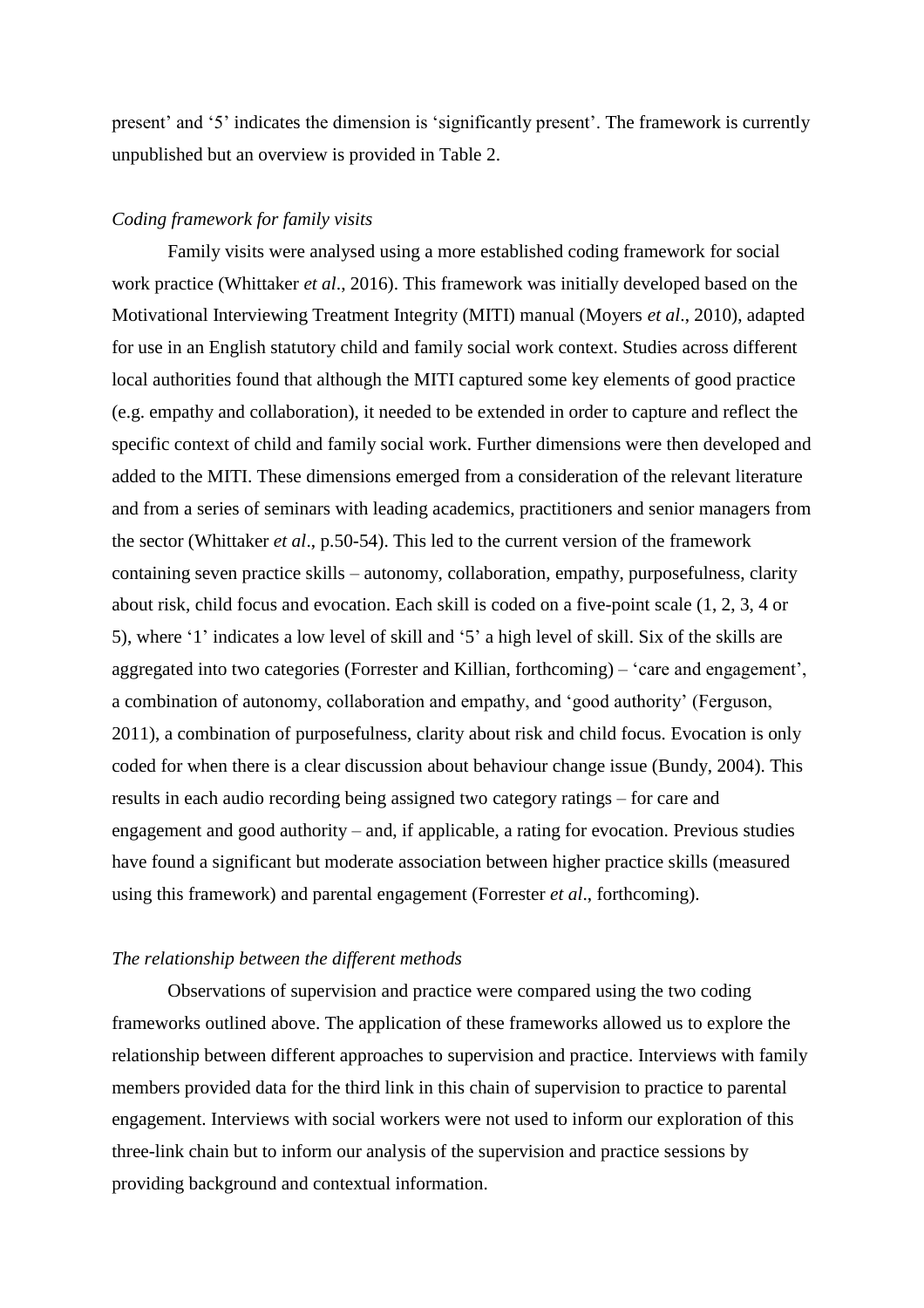present' and '5' indicates the dimension is 'significantly present'. The framework is currently unpublished but an overview is provided in Table 2.

*Coding framework for family visits*

Family visits were analysed using a more established coding framework for social work practice (Whittaker *et al*., 2016). This framework was initially developed based on the Motivational Interviewing Treatment Integrity (MITI) manual (Moyers *et al*., 2010), adapted for use in an English statutory child and family social work context. Studies across different local authorities found that although the MITI captured some key elements of good practice (e.g. empathy and collaboration), it needed to be extended in order to capture and reflect the specific context of child and family social work. Further dimensions were then developed and added to the MITI. These dimensions emerged from a consideration of the relevant literature and from a series of seminars with leading academics, practitioners and senior managers from the sector (Whittaker *et al*., p.50-54). This led to the current version of the framework containing seven practice skills – autonomy, collaboration, empathy, purposefulness, clarity about risk, child focus and evocation. Each skill is coded on a five-point scale (1, 2, 3, 4 or 5), where '1' indicates a low level of skill and '5' a high level of skill. Six of the skills are aggregated into two categories (Forrester and Killian, forthcoming) – 'care and engagement', a combination of autonomy, collaboration and empathy, and 'good authority' (Ferguson, 2011), a combination of purposefulness, clarity about risk and child focus. Evocation is only coded for when there is a clear discussion about behaviour change issue (Bundy, 2004). This results in each audio recording being assigned two category ratings – for care and engagement and good authority – and, if applicable, a rating for evocation. Previous studies have found a significant but moderate association between higher practice skills (measured using this framework) and parental engagement (Forrester *et al*., forthcoming).

*The relationship between the different methods*

Observations of supervision and practice were compared using the two coding frameworks outlined above. The application of these frameworks allowed us to explore the relationship between different approaches to supervision and practice. Interviews with family members provided data for the third link in this chain of supervision to practice to parental engagement. Interviews with social workers were not used to inform our exploration of this three-link chain but to inform our analysis of the supervision and practice sessions by providing background and contextual information.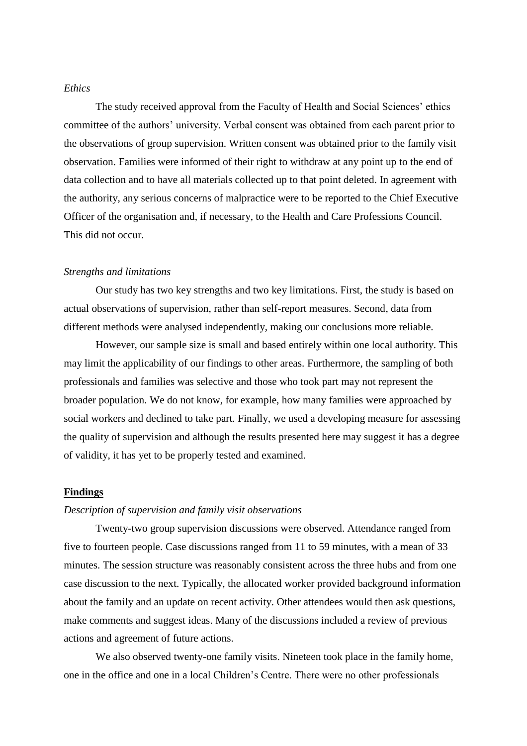*Ethics*

The study received approval from the Faculty of Health and Social Sciences' ethics committee of the authors' university. Verbal consent was obtained from each parent prior to the observations of group supervision. Written consent was obtained prior to the family visit observation. Families were informed of their right to withdraw at any point up to the end of data collection and to have all materials collected up to that point deleted. In agreement with the authority, any serious concerns of malpractice were to be reported to the Chief Executive Officer of the organisation and, if necessary, to the Health and Care Professions Council. This did not occur.

*Strengths and limitations*

Our study has two key strengths and two key limitations. First, the study is based on actual observations of supervision, rather than self-report measures. Second, data from different methods were analysed independently, making our conclusions more reliable.

However, our sample size is small and based entirely within one local authority. This may limit the applicability of our findings to other areas. Furthermore, the sampling of both professionals and families was selective and those who took part may not represent the broader population. We do not know, for example, how many families were approached by social workers and declined to take part. Finally, we used a developing measure for assessing the quality of supervision and although the results presented here may suggest it has a degree of validity, it has yet to be properly tested and examined.

## **Findings**

*Description of supervision and family visit observations*

Twenty-two group supervision discussions were observed. Attendance ranged from five to fourteen people. Case discussions ranged from 11 to 59 minutes, with a mean of 33 minutes. The session structure was reasonably consistent across the three hubs and from one case discussion to the next. Typically, the allocated worker provided background information about the family and an update on recent activity. Other attendees would then ask questions, make comments and suggest ideas. Many of the discussions included a review of previous actions and agreement of future actions.

We also observed twenty-one family visits. Nineteen took place in the family home, one in the office and one in a local Children's Centre. There were no other professionals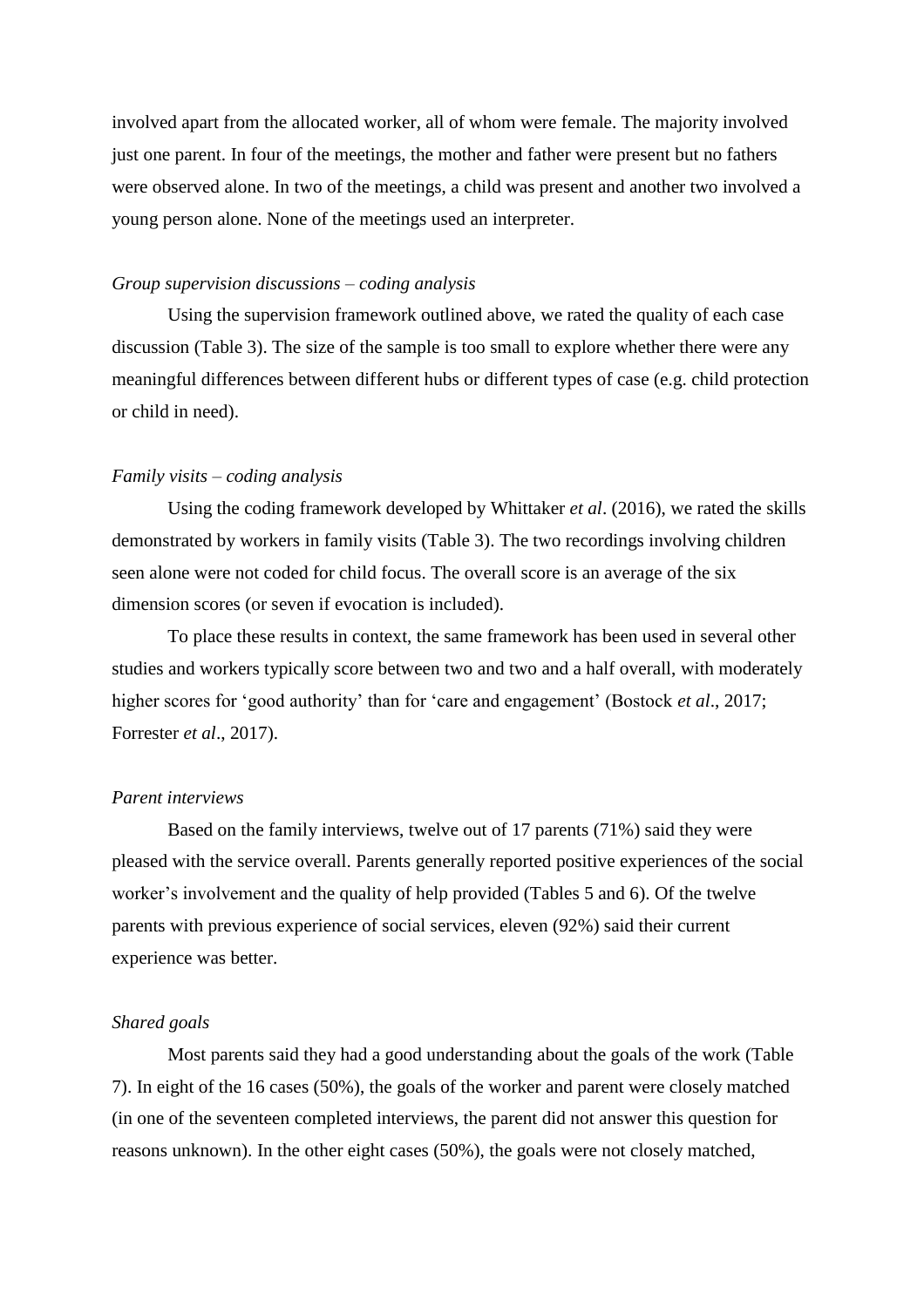involved apart from the allocated worker, all of whom were female. The majority involved just one parent. In four of the meetings, the mother and father were present but no fathers were observed alone. In two of the meetings, a child was present and another two involved a young person alone. None of the meetings used an interpreter.

*Group supervision discussions – coding analysis*

Using the supervision framework outlined above, we rated the quality of each case discussion (Table 3). The size of the sample is too small to explore whether there were any meaningful differences between different hubs or different types of case (e.g. child protection or child in need).

*Family visits – coding analysis*

Using the coding framework developed by Whittaker *et al*. (2016), we rated the skills demonstrated by workers in family visits (Table 3). The two recordings involving children seen alone were not coded for child focus. The overall score is an average of the six dimension scores (or seven if evocation is included).

To place these results in context, the same framework has been used in several other studies and workers typically score between two and two and a half overall, with moderately higher scores for 'good authority' than for 'care and engagement' (Bostock *et al*., 2017; Forrester *et al*., 2017).

*Parent interviews*

Based on the family interviews, twelve out of 17 parents (71%) said they were pleased with the service overall. Parents generally reported positive experiences of the social worker's involvement and the quality of help provided (Tables 5 and 6). Of the twelve parents with previous experience of social services, eleven (92%) said their current experience was better.

*Shared goals*

Most parents said they had a good understanding about the goals of the work (Table 7). In eight of the 16 cases (50%), the goals of the worker and parent were closely matched (in one of the seventeen completed interviews, the parent did not answer this question for reasons unknown). In the other eight cases (50%), the goals were not closely matched,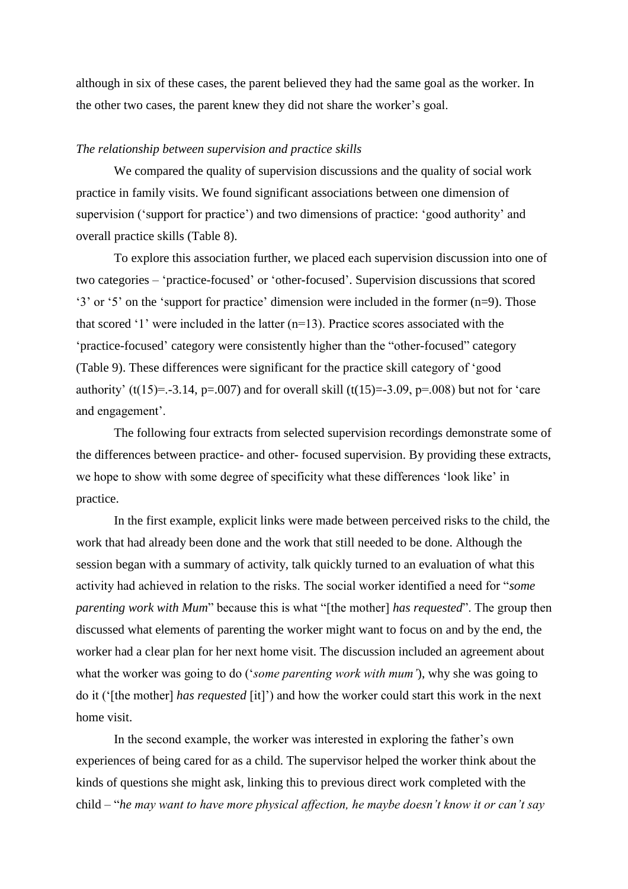although in six of these cases, the parent believed they had the same goal as the worker. In the other two cases, the parent knew they did not share the worker's goal.

*The relationship between supervision and practice skills*

We compared the quality of supervision discussions and the quality of social work practice in family visits. We found significant associations between one dimension of supervision ('support for practice') and two dimensions of practice: 'good authority' and overall practice skills (Table 8).

To explore this association further, we placed each supervision discussion into one of two categories – 'practice-focused' or 'other-focused'. Supervision discussions that scored '3' or '5' on the 'support for practice' dimension were included in the former (n=9). Those that scored '1' were included in the latter (n=13). Practice scores associated with the 'practice-focused' category were consistently higher than the "other-focused" category (Table 9). These differences were significant for the practice skill category of 'good authority' ($t(15)=.-3.14$, $p=.007$) and for overall skill ($t(15)=-3.09$, $p=.008$) but not for 'care and engagement'.

The following four extracts from selected supervision recordings demonstrate some of the differences between practice- and other- focused supervision. By providing these extracts, we hope to show with some degree of specificity what these differences 'look like' in practice.

In the first example, explicit links were made between perceived risks to the child, the work that had already been done and the work that still needed to be done. Although the session began with a summary of activity, talk quickly turned to an evaluation of what this activity had achieved in relation to the risks. The social worker identified a need for "*some parenting work with Mum*" because this is what "[the mother] *has requested*". The group then discussed what elements of parenting the worker might want to focus on and by the end, the worker had a clear plan for her next home visit. The discussion included an agreement about what the worker was going to do ('*some parenting work with mum'*), why she was going to do it ('[the mother] *has requested* [it]') and how the worker could start this work in the next home visit.

In the second example, the worker was interested in exploring the father's own experiences of being cared for as a child. The supervisor helped the worker think about the kinds of questions she might ask, linking this to previous direct work completed with the child – "*he may want to have more physical affection, he maybe doesn't know it or can't say*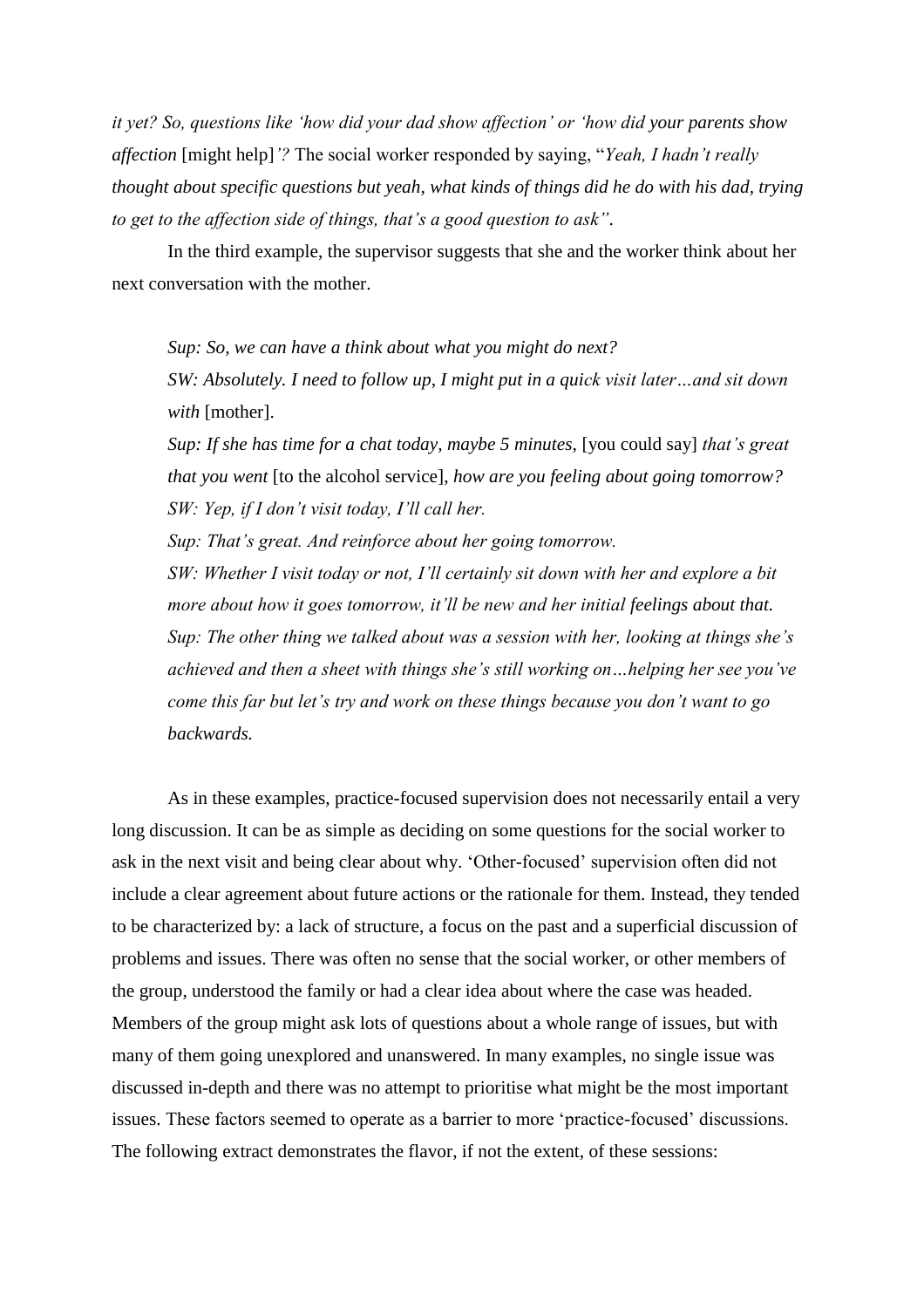*it yet? So, questions like 'how did your dad show affection' or 'how did your parents show affection* [might help]*'?* The social worker responded by saying, "*Yeah, I hadn't really thought about specific questions but yeah, what kinds of things did he do with his dad, trying to get to the affection side of things, that's a good question to ask"*.

In the third example, the supervisor suggests that she and the worker think about her next conversation with the mother.

> *Sup: So, we can have a think about what you might do next?*
>
> *SW: Absolutely. I need to follow up, I might put in a quick visit later…and sit down with* [mother].
>
> *Sup: If she has time for a chat today, maybe 5 minutes,* [you could say] *that's great that you went* [to the alcohol service]*, how are you feeling about going tomorrow?*
>
> *SW: Yep, if I don't visit today, I'll call her.*
>
> *Sup: That's great. And reinforce about her going tomorrow.*
>
> *SW: Whether I visit today or not, I'll certainly sit down with her and explore a bit more about how it goes tomorrow, it'll be new and her initial feelings about that.*
>
> *Sup: The other thing we talked about was a session with her, looking at things she's achieved and then a sheet with things she's still working on…helping her see you've come this far but let's try and work on these things because you don't want to go backwards.*

As in these examples, practice-focused supervision does not necessarily entail a very long discussion. It can be as simple as deciding on some questions for the social worker to ask in the next visit and being clear about why. 'Other-focused' supervision often did not include a clear agreement about future actions or the rationale for them. Instead, they tended to be characterized by: a lack of structure, a focus on the past and a superficial discussion of problems and issues. There was often no sense that the social worker, or other members of the group, understood the family or had a clear idea about where the case was headed. Members of the group might ask lots of questions about a whole range of issues, but with many of them going unexplored and unanswered. In many examples, no single issue was discussed in-depth and there was no attempt to prioritise what might be the most important issues. These factors seemed to operate as a barrier to more 'practice-focused' discussions. The following extract demonstrates the flavor, if not the extent, of these sessions: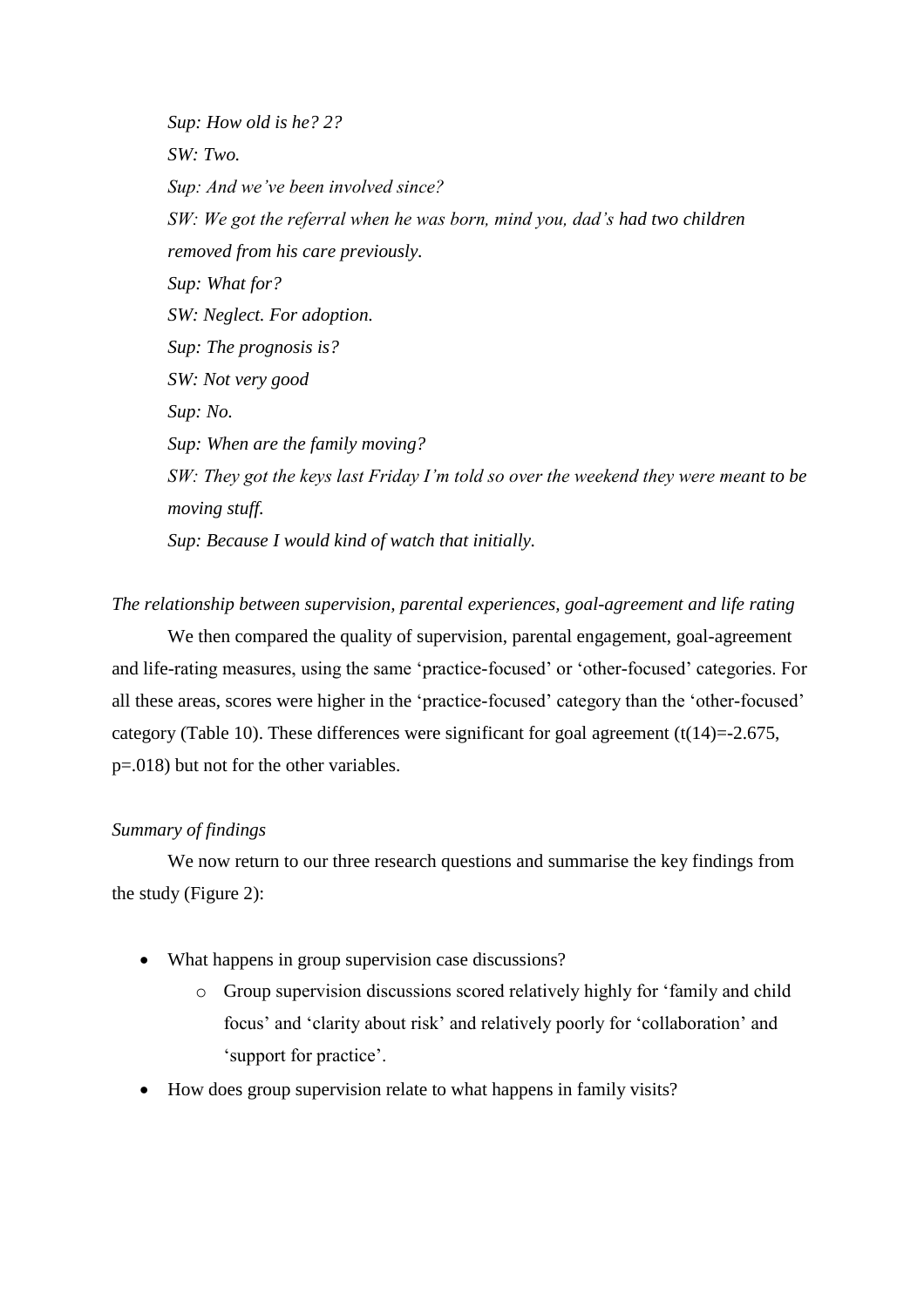*Sup: How old is he? 2?*

*SW: Two.*

*Sup: And we've been involved since?*

*SW: We got the referral when he was born, mind you, dad's had two children removed from his care previously.*

*Sup: What for?*

*SW: Neglect. For adoption.*

*Sup: The prognosis is?*

*SW: Not very good*

*Sup: No.*

*Sup: When are the family moving?*

*SW: They got the keys last Friday I'm told so over the weekend they were meant to be moving stuff.*

*Sup: Because I would kind of watch that initially.*

*The relationship between supervision, parental experiences, goal-agreement and life rating*

We then compared the quality of supervision, parental engagement, goal-agreement and life-rating measures, using the same 'practice-focused' or 'other-focused' categories. For all these areas, scores were higher in the 'practice-focused' category than the 'other-focused' category (Table 10). These differences were significant for goal agreement ($t(14)=-2.675$, $p=.018$) but not for the other variables.

*Summary of findings*

We now return to our three research questions and summarise the key findings from the study (Figure 2):

- What happens in group supervision case discussions?
    - Group supervision discussions scored relatively highly for 'family and child focus' and 'clarity about risk' and relatively poorly for 'collaboration' and 'support for practice'.
- How does group supervision relate to what happens in family visits?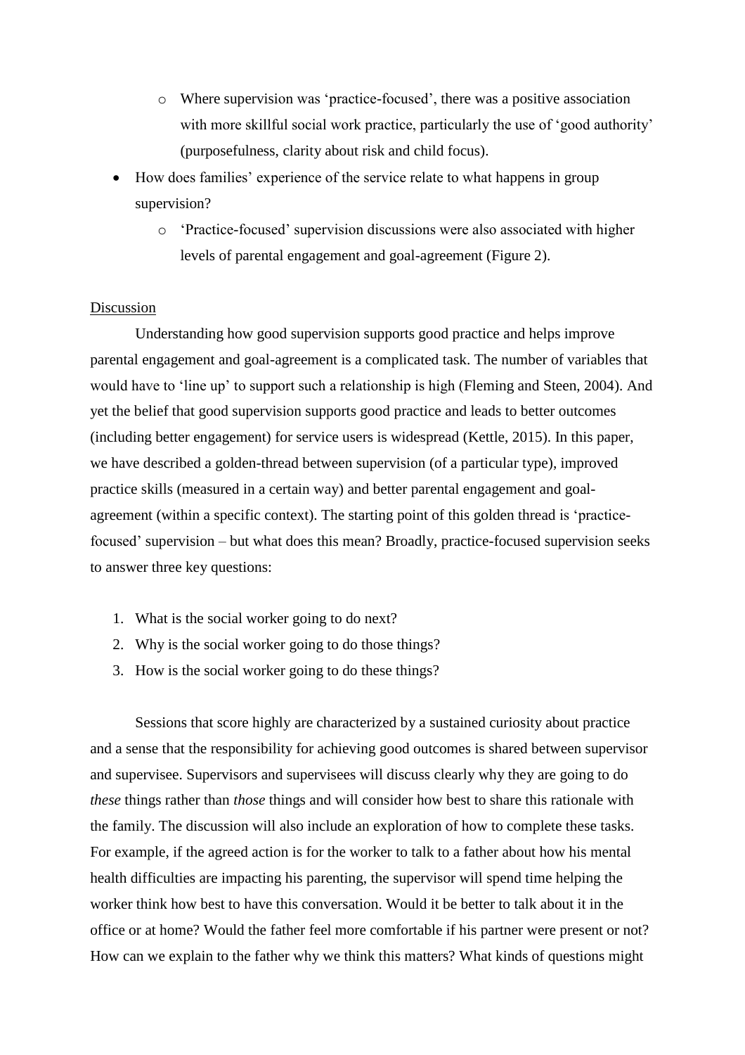- Where supervision was 'practice-focused', there was a positive association with more skillful social work practice, particularly the use of 'good authority' (purposefulness, clarity about risk and child focus).
- How does families' experience of the service relate to what happens in group supervision?
    - 'Practice-focused' supervision discussions were also associated with higher levels of parental engagement and goal-agreement (Figure 2).

<u>Discussion</u>

Understanding how good supervision supports good practice and helps improve parental engagement and goal-agreement is a complicated task. The number of variables that would have to 'line up' to support such a relationship is high (Fleming and Steen, 2004). And yet the belief that good supervision supports good practice and leads to better outcomes (including better engagement) for service users is widespread (Kettle, 2015). In this paper, we have described a golden-thread between supervision (of a particular type), improved practice skills (measured in a certain way) and better parental engagement and goal-agreement (within a specific context). The starting point of this golden thread is 'practice-focused' supervision – but what does this mean? Broadly, practice-focused supervision seeks to answer three key questions:

1. What is the social worker going to do next?
2. Why is the social worker going to do those things?
3. How is the social worker going to do these things?

Sessions that score highly are characterized by a sustained curiosity about practice and a sense that the responsibility for achieving good outcomes is shared between supervisor and supervisee. Supervisors and supervisees will discuss clearly why they are going to do *these* things rather than *those* things and will consider how best to share this rationale with the family. The discussion will also include an exploration of how to complete these tasks. For example, if the agreed action is for the worker to talk to a father about how his mental health difficulties are impacting his parenting, the supervisor will spend time helping the worker think how best to have this conversation. Would it be better to talk about it in the office or at home? Would the father feel more comfortable if his partner were present or not? How can we explain to the father why we think this matters? What kinds of questions might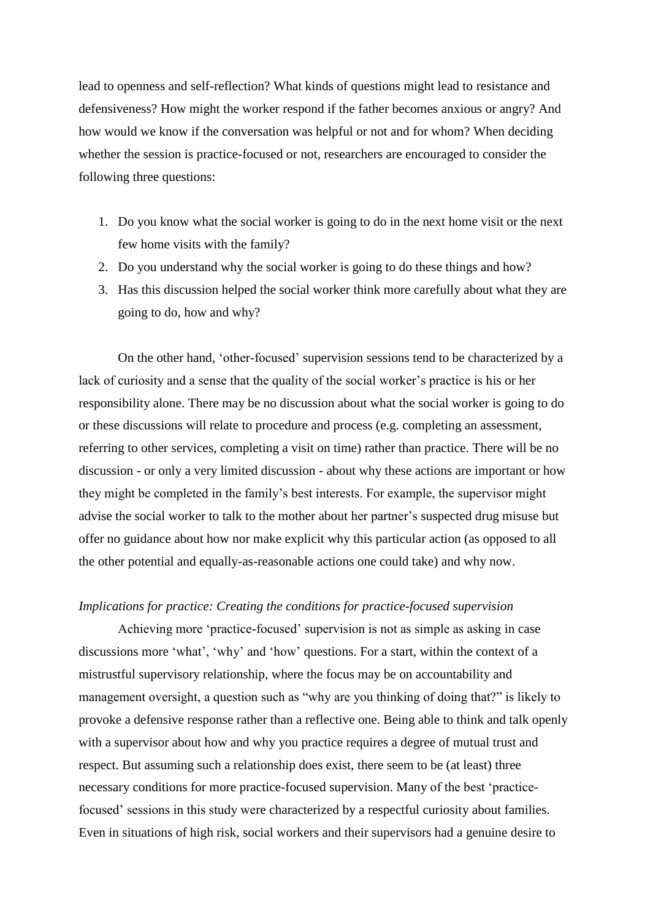lead to openness and self-reflection? What kinds of questions might lead to resistance and defensiveness? How might the worker respond if the father becomes anxious or angry? And how would we know if the conversation was helpful or not and for whom? When deciding whether the session is practice-focused or not, researchers are encouraged to consider the following three questions:

1. Do you know what the social worker is going to do in the next home visit or the next few home visits with the family?
2. Do you understand why the social worker is going to do these things and how?
3. Has this discussion helped the social worker think more carefully about what they are going to do, how and why?

On the other hand, 'other-focused' supervision sessions tend to be characterized by a lack of curiosity and a sense that the quality of the social worker's practice is his or her responsibility alone. There may be no discussion about what the social worker is going to do or these discussions will relate to procedure and process (e.g. completing an assessment, referring to other services, completing a visit on time) rather than practice. There will be no discussion - or only a very limited discussion - about why these actions are important or how they might be completed in the family's best interests. For example, the supervisor might advise the social worker to talk to the mother about her partner's suspected drug misuse but offer no guidance about how nor make explicit why this particular action (as opposed to all the other potential and equally-as-reasonable actions one could take) and why now.

*Implications for practice: Creating the conditions for practice-focused supervision*

Achieving more 'practice-focused' supervision is not as simple as asking in case discussions more 'what', 'why' and 'how' questions. For a start, within the context of a mistrustful supervisory relationship, where the focus may be on accountability and management oversight, a question such as "why are you thinking of doing that?" is likely to provoke a defensive response rather than a reflective one. Being able to think and talk openly with a supervisor about how and why you practice requires a degree of mutual trust and respect. But assuming such a relationship does exist, there seem to be (at least) three necessary conditions for more practice-focused supervision. Many of the best 'practice-focused' sessions in this study were characterized by a respectful curiosity about families. Even in situations of high risk, social workers and their supervisors had a genuine desire to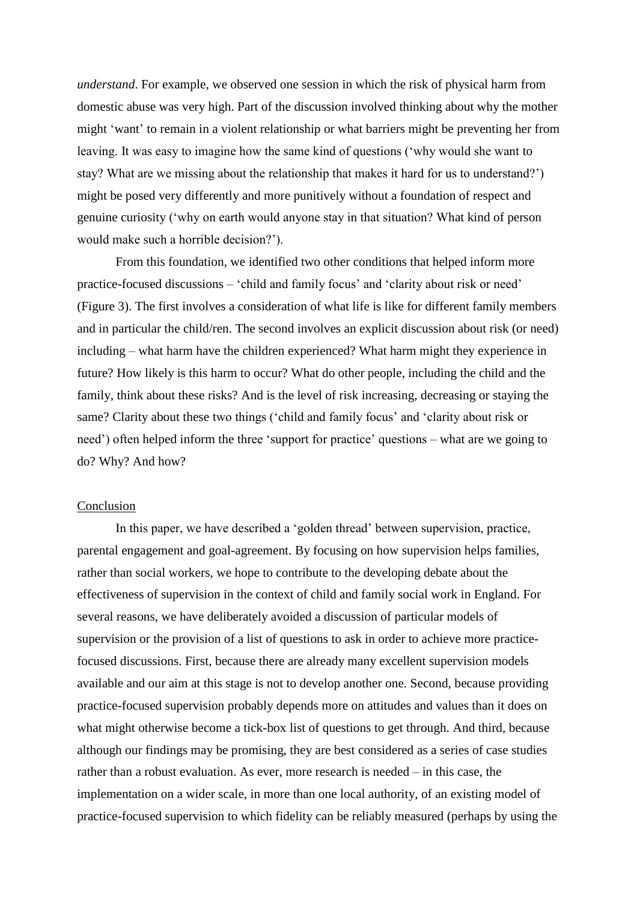*understand*. For example, we observed one session in which the risk of physical harm from domestic abuse was very high. Part of the discussion involved thinking about why the mother might 'want' to remain in a violent relationship or what barriers might be preventing her from leaving. It was easy to imagine how the same kind of questions ('why would she want to stay? What are we missing about the relationship that makes it hard for us to understand?') might be posed very differently and more punitively without a foundation of respect and genuine curiosity ('why on earth would anyone stay in that situation? What kind of person would make such a horrible decision?').

From this foundation, we identified two other conditions that helped inform more practice-focused discussions – 'child and family focus' and 'clarity about risk or need' (Figure 3). The first involves a consideration of what life is like for different family members and in particular the child/ren. The second involves an explicit discussion about risk (or need) including – what harm have the children experienced? What harm might they experience in future? How likely is this harm to occur? What do other people, including the child and the family, think about these risks? And is the level of risk increasing, decreasing or staying the same? Clarity about these two things ('child and family focus' and 'clarity about risk or need') often helped inform the three 'support for practice' questions – what are we going to do? Why? And how?

## Conclusion

In this paper, we have described a 'golden thread' between supervision, practice, parental engagement and goal-agreement. By focusing on how supervision helps families, rather than social workers, we hope to contribute to the developing debate about the effectiveness of supervision in the context of child and family social work in England. For several reasons, we have deliberately avoided a discussion of particular models of supervision or the provision of a list of questions to ask in order to achieve more practice-focused discussions. First, because there are already many excellent supervision models available and our aim at this stage is not to develop another one. Second, because providing practice-focused supervision probably depends more on attitudes and values than it does on what might otherwise become a tick-box list of questions to get through. And third, because although our findings may be promising, they are best considered as a series of case studies rather than a robust evaluation. As ever, more research is needed – in this case, the implementation on a wider scale, in more than one local authority, of an existing model of practice-focused supervision to which fidelity can be reliably measured (perhaps by using the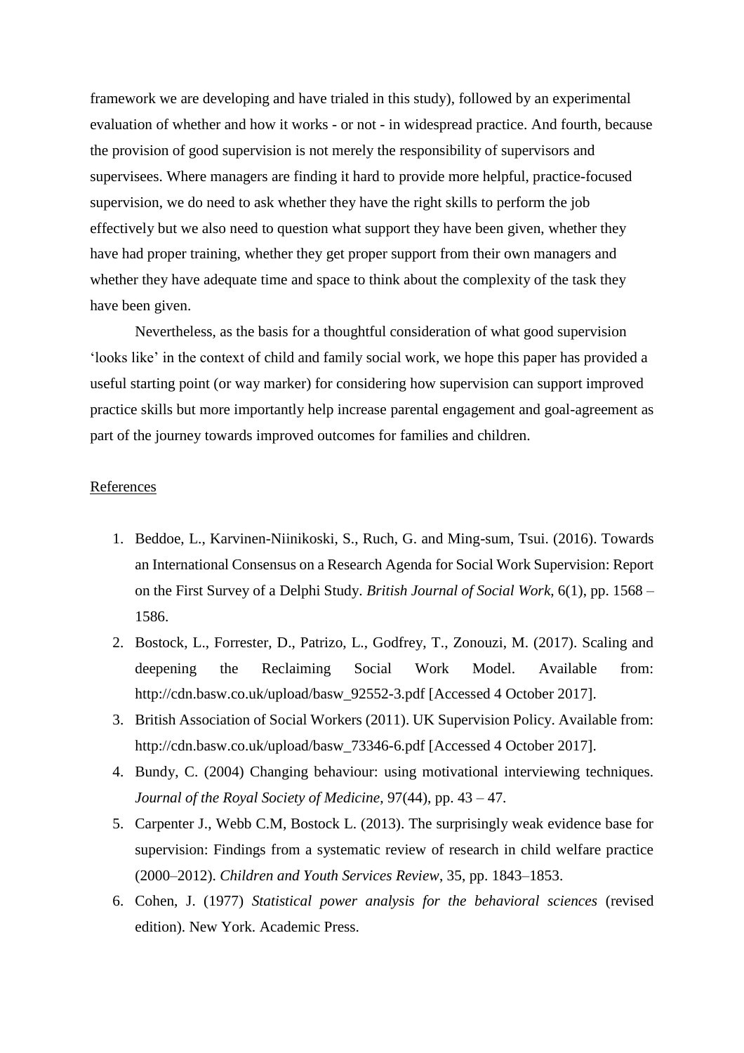framework we are developing and have trialed in this study), followed by an experimental evaluation of whether and how it works - or not - in widespread practice. And fourth, because the provision of good supervision is not merely the responsibility of supervisors and supervisees. Where managers are finding it hard to provide more helpful, practice-focused supervision, we do need to ask whether they have the right skills to perform the job effectively but we also need to question what support they have been given, whether they have had proper training, whether they get proper support from their own managers and whether they have adequate time and space to think about the complexity of the task they have been given.

Nevertheless, as the basis for a thoughtful consideration of what good supervision 'looks like' in the context of child and family social work, we hope this paper has provided a useful starting point (or way marker) for considering how supervision can support improved practice skills but more importantly help increase parental engagement and goal-agreement as part of the journey towards improved outcomes for families and children.

## References

1. Beddoe, L., Karvinen-Niinikoski, S., Ruch, G. and Ming-sum, Tsui. (2016). Towards an International Consensus on a Research Agenda for Social Work Supervision: Report on the First Survey of a Delphi Study. *British Journal of Social Work*, 6(1), pp. 1568 – 1586.
2. Bostock, L., Forrester, D., Patrizo, L., Godfrey, T., Zonouzi, M. (2017). Scaling and deepening the Reclaiming Social Work Model. Available from: http://cdn.basw.co.uk/upload/basw_92552-3.pdf [Accessed 4 October 2017].
3. British Association of Social Workers (2011). UK Supervision Policy. Available from: http://cdn.basw.co.uk/upload/basw_73346-6.pdf [Accessed 4 October 2017].
4. Bundy, C. (2004) Changing behaviour: using motivational interviewing techniques. *Journal of the Royal Society of Medicine*, 97(44), pp. 43 – 47.
5. Carpenter J., Webb C.M, Bostock L. (2013). The surprisingly weak evidence base for supervision: Findings from a systematic review of research in child welfare practice (2000–2012). *Children and Youth Services Review*, 35, pp. 1843–1853.
6. Cohen, J. (1977) *Statistical power analysis for the behavioral sciences* (revised edition). New York. Academic Press.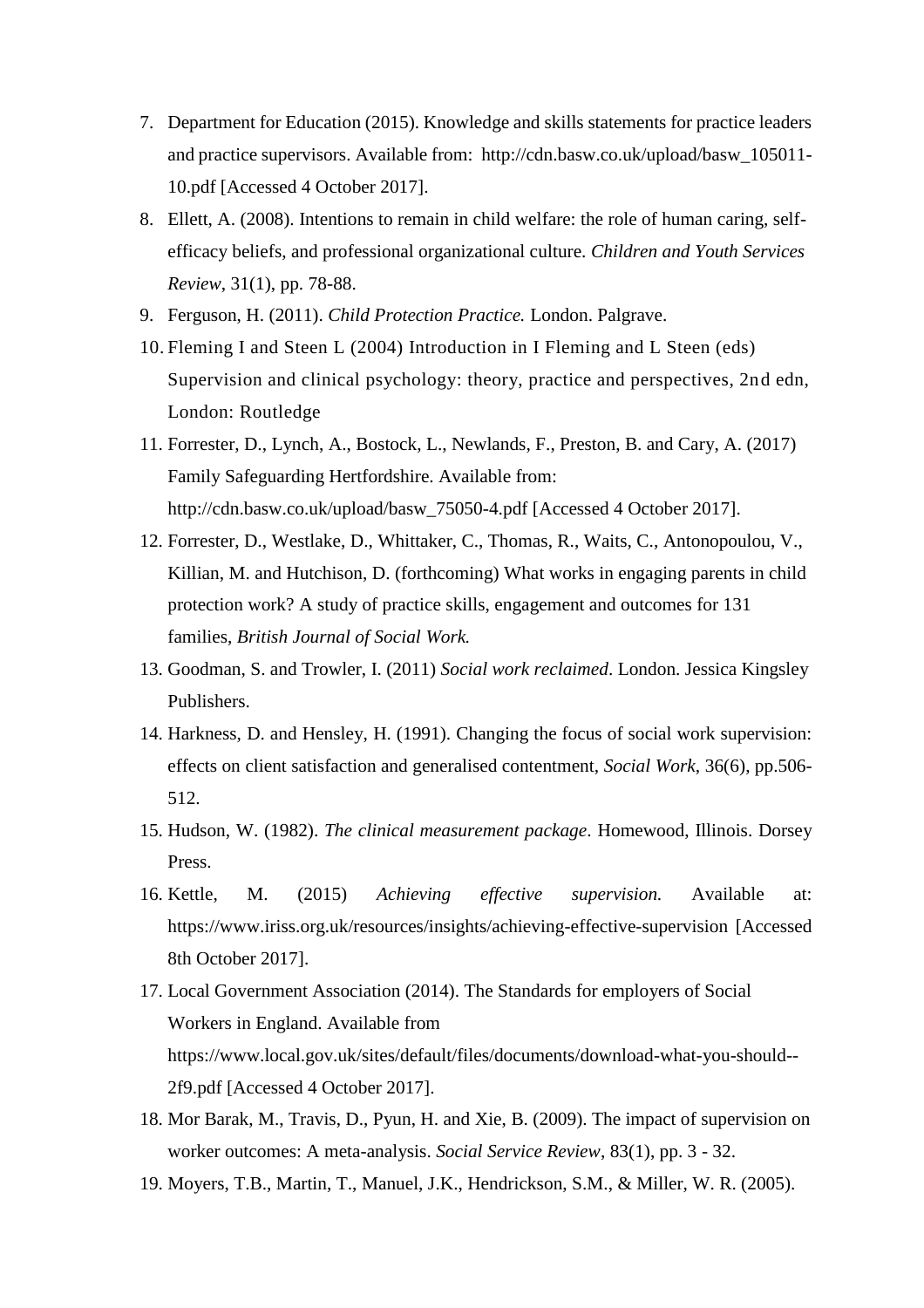7. Department for Education (2015). Knowledge and skills statements for practice leaders and practice supervisors. Available from: http://cdn.basw.co.uk/upload/basw_105011-10.pdf [Accessed 4 October 2017].
8. Ellett, A. (2008). Intentions to remain in child welfare: the role of human caring, self-efficacy beliefs, and professional organizational culture. *Children and Youth Services Review*, 31(1), pp. 78-88.
9. Ferguson, H. (2011). *Child Protection Practice.* London. Palgrave.
10. Fleming I and Steen L (2004) Introduction in I Fleming and L Steen (eds) Supervision and clinical psychology: theory, practice and perspectives, 2nd edn, London: Routledge
11. Forrester, D., Lynch, A., Bostock, L., Newlands, F., Preston, B. and Cary, A. (2017) Family Safeguarding Hertfordshire. Available from: http://cdn.basw.co.uk/upload/basw_75050-4.pdf [Accessed 4 October 2017].
12. Forrester, D., Westlake, D., Whittaker, C., Thomas, R., Waits, C., Antonopoulou, V., Killian, M. and Hutchison, D. (forthcoming) What works in engaging parents in child protection work? A study of practice skills, engagement and outcomes for 131 families, *British Journal of Social Work.*
13. Goodman, S. and Trowler, I. (2011) *Social work reclaimed*. London. Jessica Kingsley Publishers.
14. Harkness, D. and Hensley, H. (1991). Changing the focus of social work supervision: effects on client satisfaction and generalised contentment, *Social Work*, 36(6), pp.506-512.
15. Hudson, W. (1982). *The clinical measurement package*. Homewood, Illinois. Dorsey Press.
16. Kettle, M. (2015) *Achieving effective supervision.* Available at: https://www.iriss.org.uk/resources/insights/achieving-effective-supervision [Accessed 8th October 2017].
17. Local Government Association (2014). The Standards for employers of Social Workers in England. Available from https://www.local.gov.uk/sites/default/files/documents/download-what-you-should--2f9.pdf [Accessed 4 October 2017].
18. Mor Barak, M., Travis, D., Pyun, H. and Xie, B. (2009). The impact of supervision on worker outcomes: A meta-analysis. *Social Service Review*, 83(1), pp. 3 - 32.
19. Moyers, T.B., Martin, T., Manuel, J.K., Hendrickson, S.M., & Miller, W. R. (2005).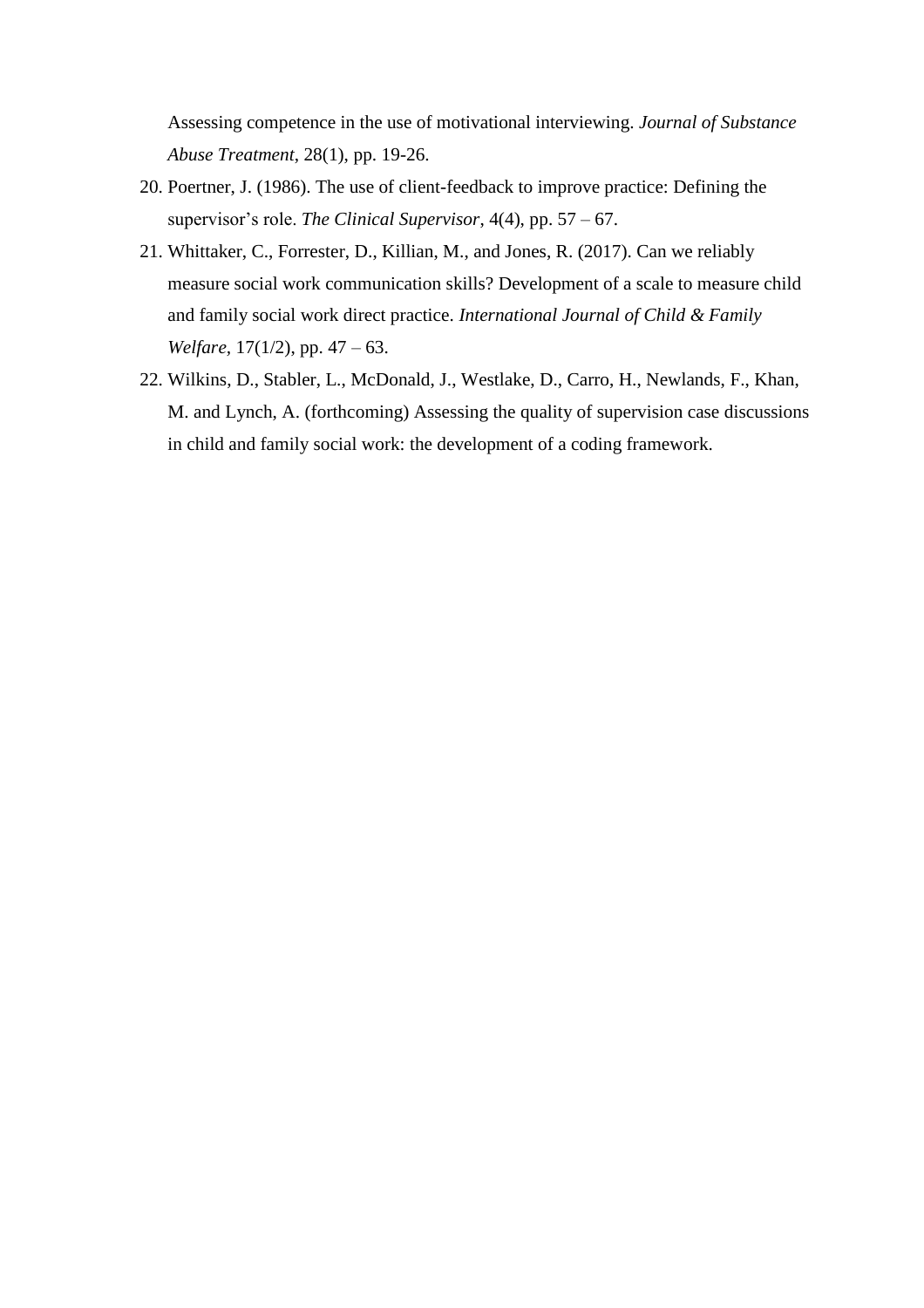Assessing competence in the use of motivational interviewing. *Journal of Substance Abuse Treatment*, 28(1), pp. 19-26.

20. Poertner, J. (1986). The use of client-feedback to improve practice: Defining the supervisor's role. *The Clinical Supervisor*, 4(4), pp. 57 – 67.
21. Whittaker, C., Forrester, D., Killian, M., and Jones, R. (2017). Can we reliably measure social work communication skills? Development of a scale to measure child and family social work direct practice. *International Journal of Child & Family Welfare*, 17(1/2), pp. 47 – 63.
22. Wilkins, D., Stabler, L., McDonald, J., Westlake, D., Carro, H., Newlands, F., Khan, M. and Lynch, A. (forthcoming) Assessing the quality of supervision case discussions in child and family social work: the development of a coding framework.